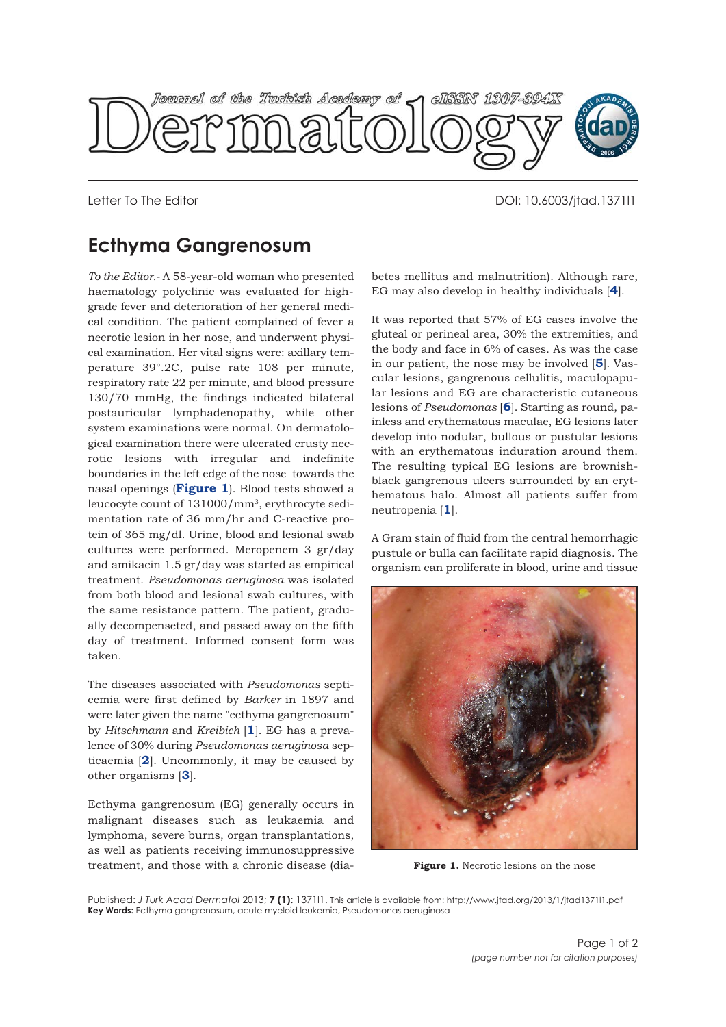Letter To The Editor

DOI: 10.6003/jtad.1371l1

# Ecthyma Gangrenosum

*To the Editor.-* A 58-year-old woman who presented haematology polyclinic was evaluated for high-grade fever and deterioration of her general medical condition. The patient complained of fever a necrotic lesion in her nose, and underwent physical examination. Her vital signs were: axillary temperature 39°.2C, pulse rate 108 per minute, respiratory rate 22 per minute, and blood pressure 130/70 mmHg, the findings indicated bilateral postauricular lymphadenopathy, while other system examinations were normal. On dermatological examination there were ulcerated crusty necrotic lesions with irregular and indefinite boundaries in the left edge of the nose towards the nasal openings (**Figure 1**). Blood tests showed a leucocyte count of 131000/mm$^3$, erythrocyte sedimentation rate of 36 mm/hr and C-reactive protein of 365 mg/dl. Urine, blood and lesional swab cultures were performed. Meropenem 3 gr/day and amikacin 1.5 gr/day was started as empirical treatment. *Pseudomonas aeruginosa* was isolated from both blood and lesional swab cultures, with the same resistance pattern. The patient, gradually decompenseted, and passed away on the fifth day of treatment. Informed consent form was taken.

The diseases associated with *Pseudomonas* septicemia were first defined by *Barker* in 1897 and were later given the name "ecthyma gangrenosum" by *Hitschmann* and *Kreibich* [**1**]. EG has a prevalence of 30% during *Pseudomonas aeruginosa* septicaemia [**2**]. Uncommonly, it may be caused by other organisms [**3**].

Ecthyma gangrenosum (EG) generally occurs in malignant diseases such as leukaemia and lymphoma, severe burns, organ transplantations, as well as patients receiving immunosuppressive treatment, and those with a chronic disease (diabetes mellitus and malnutrition). Although rare, EG may also develop in healthy individuals [**4**].

It was reported that 57% of EG cases involve the gluteal or perineal area, 30% the extremities, and the body and face in 6% of cases. As was the case in our patient, the nose may be involved [**5**]. Vascular lesions, gangrenous cellulitis, maculopapular lesions and EG are characteristic cutaneous lesions of *Pseudomonas* [**6**]. Starting as round, painless and erythematous maculae, EG lesions later develop into nodular, bullous or pustular lesions with an erythematous induration around them. The resulting typical EG lesions are brownish-black gangrenous ulcers surrounded by an erythematous halo. Almost all patients suffer from neutropenia [**1**].

A Gram stain of fluid from the central hemorrhagic pustule or bulla can facilitate rapid diagnosis. The organism can proliferate in blood, urine and tissue

**Figure 1.** Necrotic lesions on the nose

Published: *J Turk Acad Dermatol* 2013; **7 (1)**: 1371l1. This article is available from: http://www.jtad.org/2013/1/jtad1371l1.pdf
**Key Words:** Ecthyma gangrenosum, acute myeloid leukemia, Pseudomonas aeruginosa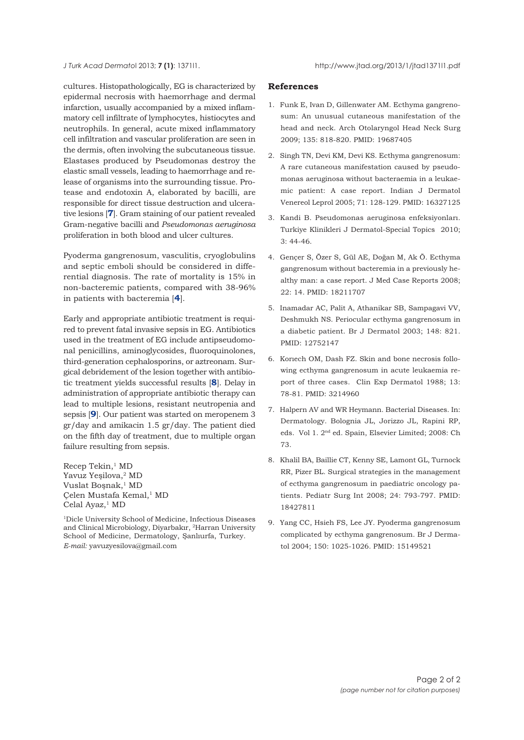cultures. Histopathologically, EG is characterized by epidermal necrosis with haemorrhage and dermal infarction, usually accompanied by a mixed inflammatory cell infiltrate of lymphocytes, histiocytes and neutrophils. In general, acute mixed inflammatory cell infiltration and vascular proliferation are seen in the dermis, often involving the subcutaneous tissue. Elastases produced by Pseudomonas destroy the elastic small vessels, leading to haemorrhage and release of organisms into the surrounding tissue. Protease and endotoxin A, elaborated by bacilli, are responsible for direct tissue destruction and ulcerative lesions [**7**]. Gram staining of our patient revealed Gram-negative bacilli and *Pseudomonas aeruginosa* proliferation in both blood and ulcer cultures.

Pyoderma gangrenosum, vasculitis, cryoglobulins and septic emboli should be considered in differential diagnosis. The rate of mortality is 15% in non-bacteremic patients, compared with 38-96% in patients with bacteremia [**4**].

Early and appropriate antibiotic treatment is required to prevent fatal invasive sepsis in EG. Antibiotics used in the treatment of EG include antipseudomonal penicillins, aminoglycosides, fluoroquinolones, third-generation cephalosporins, or aztreonam. Surgical debridement of the lesion together with antibiotic treatment yields successful results [**8**]. Delay in administration of appropriate antibiotic therapy can lead to multiple lesions, resistant neutropenia and sepsis [**9**]. Our patient was started on meropenem 3 gr/day and amikacin 1.5 gr/day. The patient died on the fifth day of treatment, due to multiple organ failure resulting from sepsis.

Recep Tekin,[1] MD
Yavuz Yeşilova,[2] MD
Vuslat Boşnak,[1] MD
Çelen Mustafa Kemal,[1] MD
Celal Ayaz,[1] MD

[1]Dicle University School of Medicine, Infectious Diseases and Clinical Microbiology, Diyarbakır, [2]Harran University School of Medicine, Dermatology, Şanlıurfa, Turkey.
*E-mail:* yavuzyesilova@gmail.com

## References

1. Funk E, Ivan D, Gillenwater AM. Ecthyma gangrenosum: An unusual cutaneous manifestation of the head and neck. Arch Otolaryngol Head Neck Surg 2009; 135: 818-820. PMID: 19687405
2. Singh TN, Devi KM, Devi KS. Ecthyma gangrenosum: A rare cutaneous manifestation caused by pseudomonas aeruginosa without bacteraemia in a leukaemic patient: A case report. Indian J Dermatol Venereol Leprol 2005; 71: 128-129. PMID: 16327125
3. Kandi B. Pseudomonas aeruginosa enfeksiyonları. Turkiye Klinikleri J Dermatol-Special Topics 2010; 3: 44-46.
4. Gençer S, Özer S, Gül AE, Doğan M, Ak Ö. Ecthyma gangrenosum without bacteremia in a previously healthy man: a case report. J Med Case Reports 2008; 22: 14. PMID: 18211707
5. Inamadar AC, Palit A, Athanikar SB, Sampagavi VV, Deshmukh NS. Periocular ecthyma gangrenosum in a diabetic patient. Br J Dermatol 2003; 148: 821. PMID: 12752147
6. Korıech OM, Dash FZ. Skin and bone necrosis following ecthyma gangrenosum in acute leukaemia report of three cases. Clin Exp Dermatol 1988; 13: 78-81. PMID: 3214960
7. Halpern AV and WR Heymann. Bacterial Diseases. In: Dermatology. Bolognia JL, Jorizzo JL, Rapini RP, eds. Vol 1. 2nd ed. Spain, Elsevier Limited; 2008: Ch 73.
8. Khalil BA, Baillie CT, Kenny SE, Lamont GL, Turnock RR, Pizer BL. Surgical strategies in the management of ecthyma gangrenosum in paediatric oncology patients. Pediatr Surg Int 2008; 24: 793-797. PMID: 18427811
9. Yang CC, Hsieh FS, Lee JY. Pyoderma gangrenosum complicated by ecthyma gangrenosum. Br J Dermatol 2004; 150: 1025-1026. PMID: 15149521